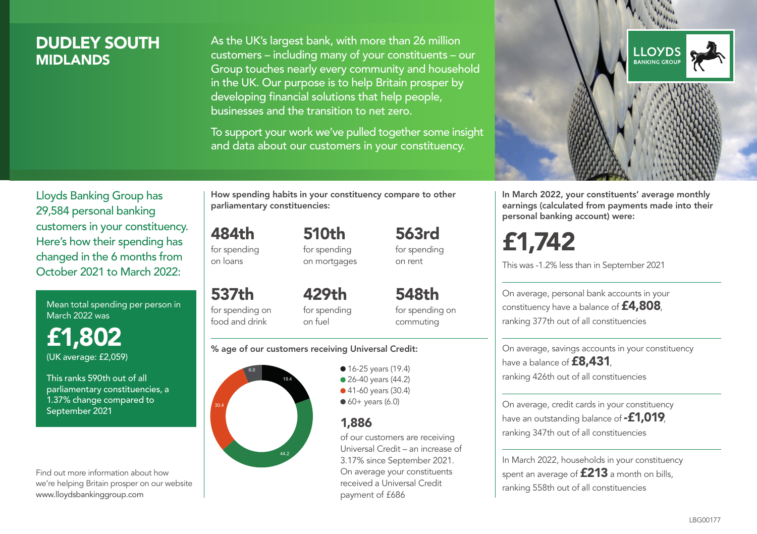# DUDLEY SOUTH
## MIDLANDS

As the UK's largest bank, with more than 26 million customers – including many of your constituents – our Group touches nearly every community and household in the UK. Our purpose is to help Britain prosper by developing financial solutions that help people, businesses and the transition to net zero.

To support your work we've pulled together some insight and data about our customers in your constituency.

LLOYDS BANKING GROUP

Lloyds Banking Group has 29,584 personal banking customers in your constituency. Here's how their spending has changed in the 6 months from October 2021 to March 2022:

Mean total spending per person in March 2022 was

**£1,802**
(UK average: £2,059)

This ranks 590th out of all parliamentary constituencies, a 1.37% change compared to September 2021

Find out more information about how we're helping Britain prosper on our website www.lloydsbankinggroup.com

**How spending habits in your constituency compare to other parliamentary constituencies:**

**484th** for spending on loans

**510th** for spending on mortgages

**563rd** for spending on rent

**537th** for spending on food and drink

**429th** for spending on fuel

**548th** for spending on commuting

**% age of our customers receiving Universal Credit:**

- 16-25 years (19.4)
- 26-40 years (44.2)
- 41-60 years (30.4)
- 60+ years (6.0)

**1,886**
of our customers are receiving Universal Credit – an increase of 3.17% since September 2021. On average your constituents received a Universal Credit payment of £686

**In March 2022, your constituents' average monthly earnings (calculated from payments made into their personal banking account) were:**

**£1,742**

This was -1.2% less than in September 2021

On average, personal bank accounts in your constituency have a balance of **£4,808**, ranking 377th out of all constituencies

On average, savings accounts in your constituency have a balance of **£8,431**, ranking 426th out of all constituencies

On average, credit cards in your constituency have an outstanding balance of **-£1,019**, ranking 347th out of all constituencies

In March 2022, households in your constituency spent an average of **£213** a month on bills, ranking 558th out of all constituencies

LBG00177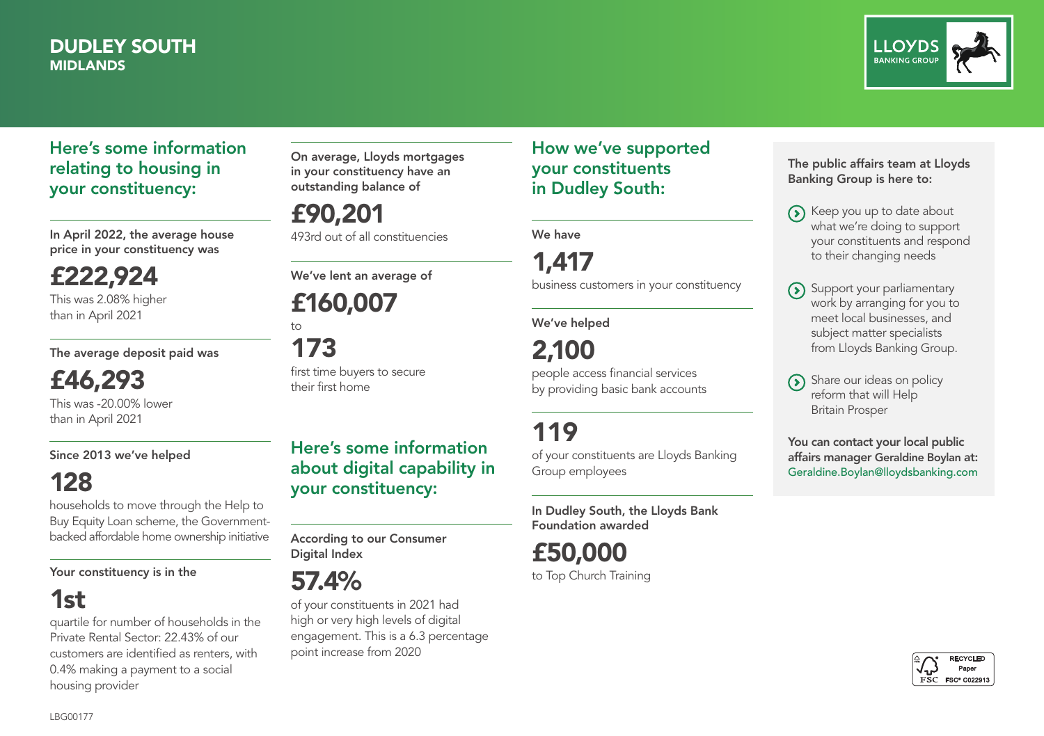# DUDLEY SOUTH
## MIDLANDS

## Here's some information relating to housing in your constituency:

**In April 2022, the average house price in your constituency was**

**£222,924**

This was 2.08% higher than in April 2021

**The average deposit paid was**

**£46,293**

This was -20.00% lower than in April 2021

**Since 2013 we've helped**

**128**

households to move through the Help to Buy Equity Loan scheme, the Government-backed affordable home ownership initiative

**Your constituency is in the**

**1st**

quartile for number of households in the Private Rental Sector: 22.43% of our customers are identified as renters, with 0.4% making a payment to a social housing provider

**On average, Lloyds mortgages in your constituency have an outstanding balance of**

**£90,201**

493rd out of all constituencies

**We've lent an average of**

**£160,007**

to

**173**

first time buyers to secure their first home

## Here's some information about digital capability in your constituency:

**According to our Consumer Digital Index**

**57.4%**

of your constituents in 2021 had high or very high levels of digital engagement. This is a 6.3 percentage point increase from 2020

## How we've supported your constituents in Dudley South:

**We have**

**1,417**

business customers in your constituency

**We've helped**

**2,100**

people access financial services by providing basic bank accounts

**119**

of your constituents are Lloyds Banking Group employees

**In Dudley South, the Lloyds Bank Foundation awarded**

**£50,000**

to Top Church Training

**The public affairs team at Lloyds Banking Group is here to:**

- Keep you up to date about what we're doing to support your constituents and respond to their changing needs
- Support your parliamentary work by arranging for you to meet local businesses, and subject matter specialists from Lloyds Banking Group.
- Share our ideas on policy reform that will Help Britain Prosper

**You can contact your local public affairs manager Geraldine Boylan at:**
Geraldine.Boylan@lloydsbanking.com

LBG00177